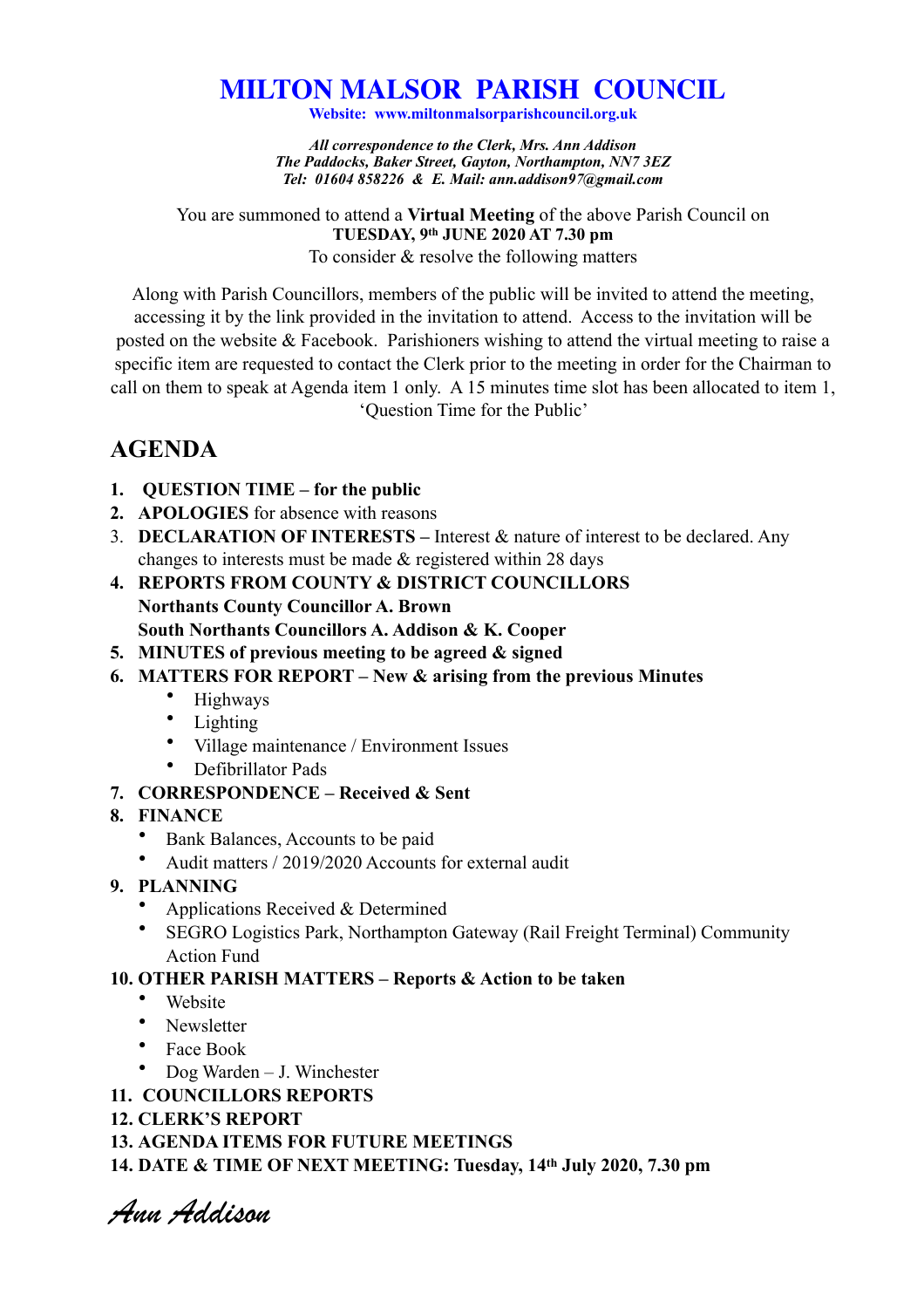# MILTON MALSOR PARISH COUNCIL

**Website: www.miltonmalsorparishcouncil.org.uk**

*All correspondence to the Clerk, Mrs. Ann Addison*
*The Paddocks, Baker Street, Gayton, Northampton, NN7 3EZ*
*Tel: 01604 858226 & E. Mail: ann.addison97@gmail.com*

You are summoned to attend a **Virtual Meeting** of the above Parish Council on
**TUESDAY, 9th JUNE 2020 AT 7.30 pm**
To consider & resolve the following matters

Along with Parish Councillors, members of the public will be invited to attend the meeting, accessing it by the link provided in the invitation to attend. Access to the invitation will be posted on the website & Facebook. Parishioners wishing to attend the virtual meeting to raise a specific item are requested to contact the Clerk prior to the meeting in order for the Chairman to call on them to speak at Agenda item 1 only. A 15 minutes time slot has been allocated to item 1, 'Question Time for the Public'

## AGENDA

1. **QUESTION TIME – for the public**
2. **APOLOGIES** for absence with reasons
3. **DECLARATION OF INTERESTS –** Interest & nature of interest to be declared. Any changes to interests must be made & registered within 28 days
4. **REPORTS FROM COUNTY & DISTRICT COUNCILLORS**
   **Northants County Councillor A. Brown**
   **South Northants Councillors A. Addison & K. Cooper**
5. **MINUTES of previous meeting to be agreed & signed**
6. **MATTERS FOR REPORT – New & arising from the previous Minutes**
   - Highways
   - Lighting
   - Village maintenance / Environment Issues
   - Defibrillator Pads
7. **CORRESPONDENCE – Received & Sent**
8. **FINANCE**
   - Bank Balances, Accounts to be paid
   - Audit matters / 2019/2020 Accounts for external audit
9. **PLANNING**
   - Applications Received & Determined
   - SEGRO Logistics Park, Northampton Gateway (Rail Freight Terminal) Community Action Fund
10. **OTHER PARISH MATTERS – Reports & Action to be taken**
    - Website
    - Newsletter
    - Face Book
    - Dog Warden – J. Winchester
11. **COUNCILLORS REPORTS**
12. **CLERK'S REPORT**
13. **AGENDA ITEMS FOR FUTURE MEETINGS**
14. **DATE & TIME OF NEXT MEETING: Tuesday, 14th July 2020, 7.30 pm**

*Ann Addison*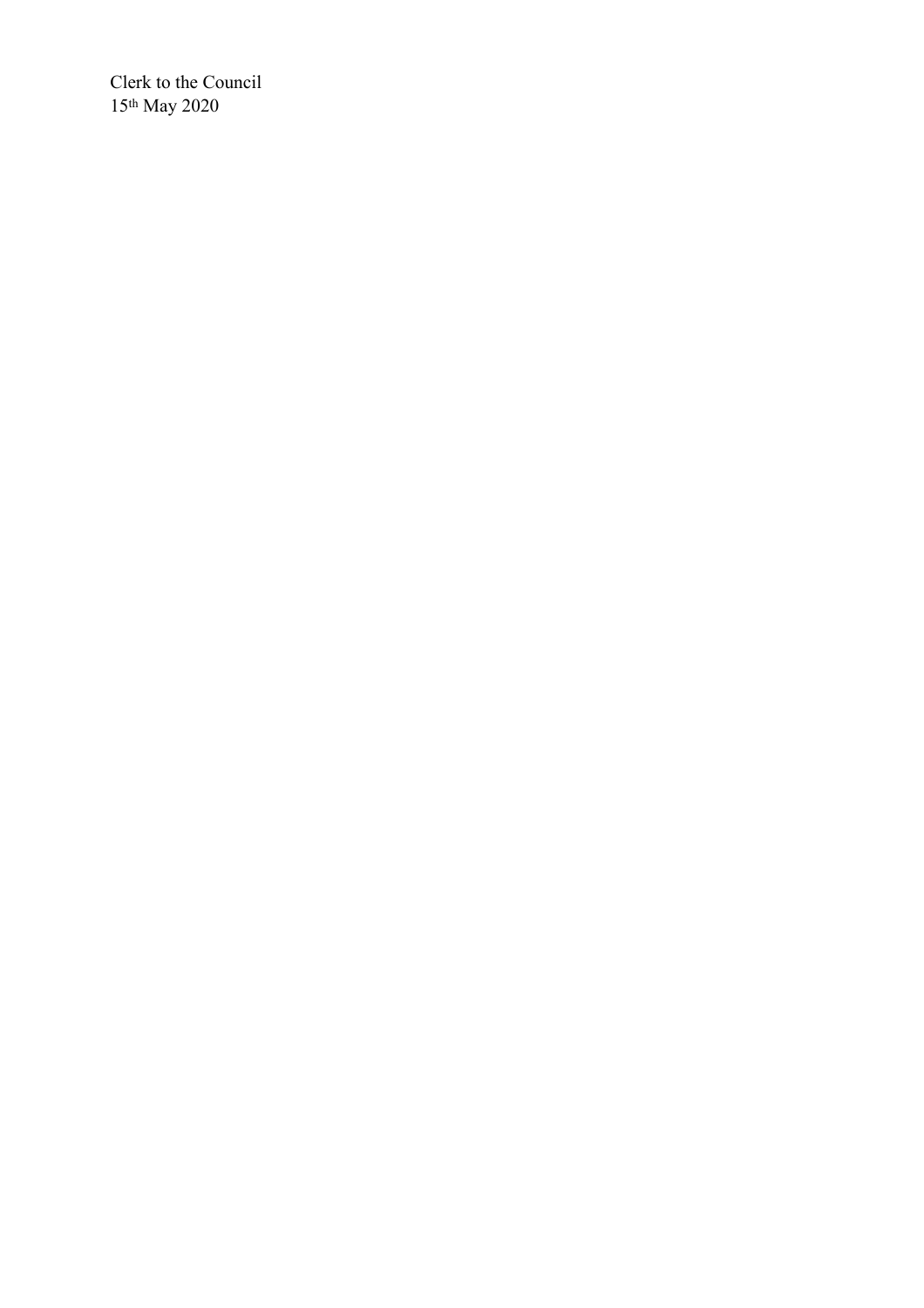Clerk to the Council
15th May 2020